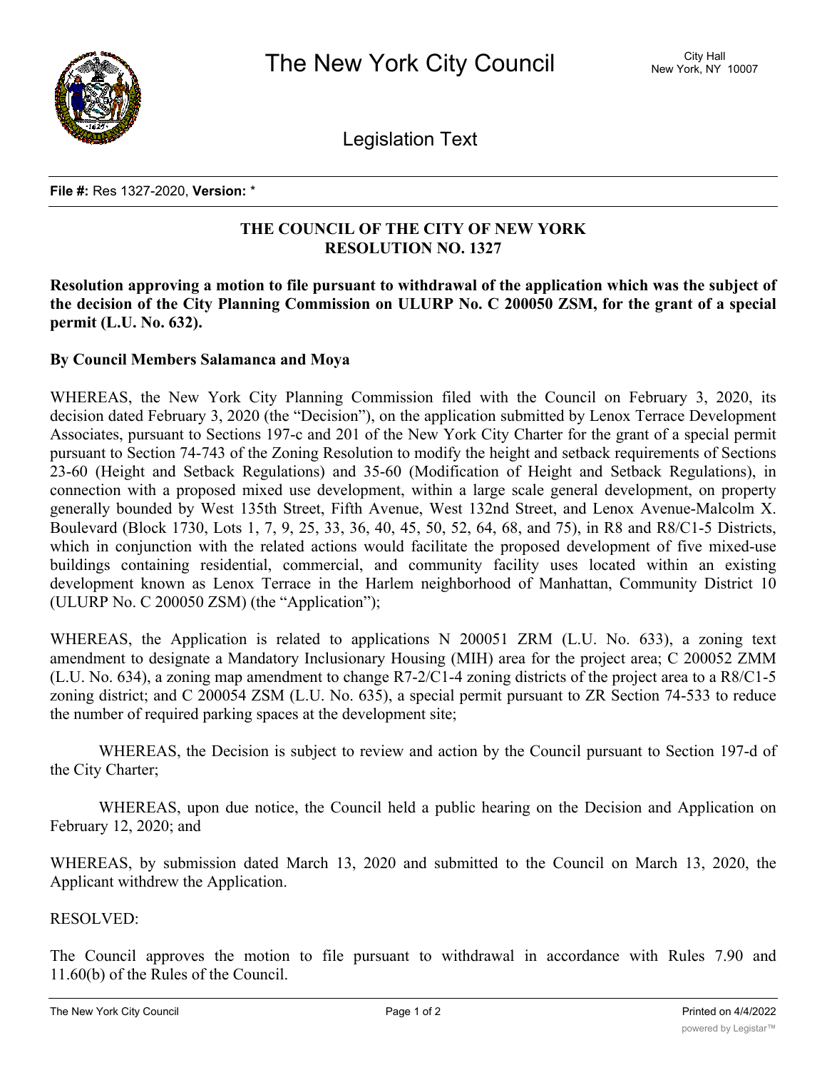# The New York City Council

City Hall
New York, NY 10007

## Legislation Text

**File #:** Res 1327-2020, **Version:** *

**THE COUNCIL OF THE CITY OF NEW YORK**
**RESOLUTION NO. 1327**

**Resolution approving a motion to file pursuant to withdrawal of the application which was the subject of the decision of the City Planning Commission on ULURP No. C 200050 ZSM, for the grant of a special permit (L.U. No. 632).**

**By Council Members Salamanca and Moya**

WHEREAS, the New York City Planning Commission filed with the Council on February 3, 2020, its decision dated February 3, 2020 (the "Decision"), on the application submitted by Lenox Terrace Development Associates, pursuant to Sections 197-c and 201 of the New York City Charter for the grant of a special permit pursuant to Section 74-743 of the Zoning Resolution to modify the height and setback requirements of Sections 23-60 (Height and Setback Regulations) and 35-60 (Modification of Height and Setback Regulations), in connection with a proposed mixed use development, within a large scale general development, on property generally bounded by West 135th Street, Fifth Avenue, West 132nd Street, and Lenox Avenue-Malcolm X. Boulevard (Block 1730, Lots 1, 7, 9, 25, 33, 36, 40, 45, 50, 52, 64, 68, and 75), in R8 and R8/C1-5 Districts, which in conjunction with the related actions would facilitate the proposed development of five mixed-use buildings containing residential, commercial, and community facility uses located within an existing development known as Lenox Terrace in the Harlem neighborhood of Manhattan, Community District 10 (ULURP No. C 200050 ZSM) (the "Application");

WHEREAS, the Application is related to applications N 200051 ZRM (L.U. No. 633), a zoning text amendment to designate a Mandatory Inclusionary Housing (MIH) area for the project area; C 200052 ZMM (L.U. No. 634), a zoning map amendment to change R7-2/C1-4 zoning districts of the project area to a R8/C1-5 zoning district; and C 200054 ZSM (L.U. No. 635), a special permit pursuant to ZR Section 74-533 to reduce the number of required parking spaces at the development site;

WHEREAS, the Decision is subject to review and action by the Council pursuant to Section 197-d of the City Charter;

WHEREAS, upon due notice, the Council held a public hearing on the Decision and Application on February 12, 2020; and

WHEREAS, by submission dated March 13, 2020 and submitted to the Council on March 13, 2020, the Applicant withdrew the Application.

RESOLVED:

The Council approves the motion to file pursuant to withdrawal in accordance with Rules 7.90 and 11.60(b) of the Rules of the Council.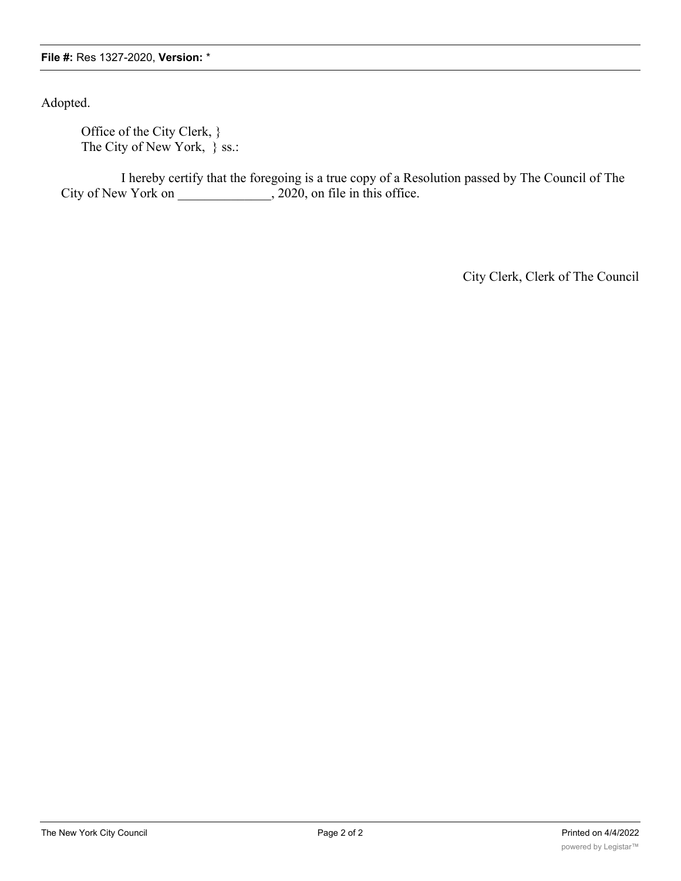Adopted.

Office of the City Clerk, }
The City of New York, } ss.:

I hereby certify that the foregoing is a true copy of a Resolution passed by The Council of The City of New York on ______________, 2020, on file in this office.

City Clerk, Clerk of The Council